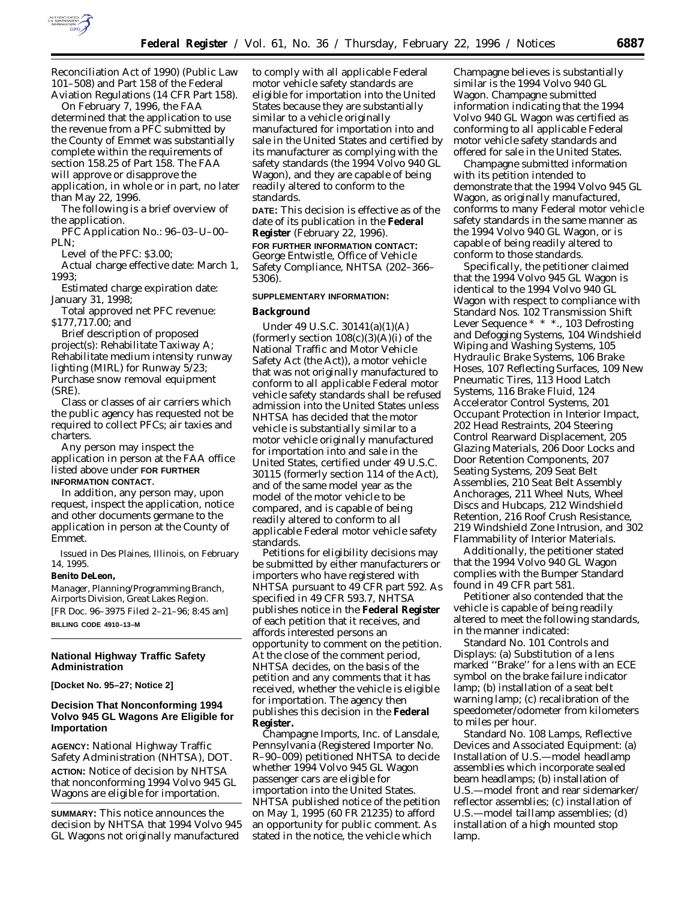Reconciliation Act of 1990) (Public Law 101–508) and Part 158 of the Federal Aviation Regulations (14 CFR Part 158).

On February 7, 1996, the FAA determined that the application to use the revenue from a PFC submitted by the County of Emmet was substantially complete within the requirements of section 158.25 of Part 158. The FAA will approve or disapprove the application, in whole or in part, no later than May 22, 1996.

The following is a brief overview of the application.

*PFC Application No.:* 96–03–U–00–PLN;

*Level of the PFC:* $3.00;

*Actual charge effective date:* March 1, 1993;

*Estimated charge expiration date:* January 31, 1998;

*Total approved net PFC revenue:* $177,717.00; and

*Brief description of proposed project(s):* Rehabilitate Taxiway A; Rehabilitate medium intensity runway lighting (MIRL) for Runway 5/23; Purchase snow removal equipment (SRE).

*Class or classes of air carriers which the public agency has requested not be required to collect PFCs;* air taxies and charters.

Any person may inspect the application in person at the FAA office listed above under **FOR FURTHER INFORMATION CONTACT**.

In addition, any person may, upon request, inspect the application, notice and other documents germane to the application in person at the County of Emmet.

Issued in Des Plaines, Illinois, on February 14, 1995.

**Benito DeLeon,**

*Manager, Planning/Programming Branch, Airports Division, Great Lakes Region.*

[FR Doc. 96–3975 Filed 2–21–96; 8:45 am]

**BILLING CODE 4910–13–M**

## National Highway Traffic Safety Administration

**[Docket No. 95–27; Notice 2]**

## Decision That Nonconforming 1994 Volvo 945 GL Wagons Are Eligible for Importation

**AGENCY:** National Highway Traffic Safety Administration (NHTSA), DOT.

**ACTION:** Notice of decision by NHTSA that nonconforming 1994 Volvo 945 GL Wagons are eligible for importation.

**SUMMARY:** This notice announces the decision by NHTSA that 1994 Volvo 945 GL Wagons not originally manufactured to comply with all applicable Federal motor vehicle safety standards are eligible for importation into the United States because they are substantially similar to a vehicle originally manufactured for importation into and sale in the United States and certified by its manufacturer as complying with the safety standards (the 1994 Volvo 940 GL Wagon), and they are capable of being readily altered to conform to the standards.

**DATE:** This decision is effective as of the date of its publication in the **Federal Register** (February 22, 1996).

**FOR FURTHER INFORMATION CONTACT:** George Entwistle, Office of Vehicle Safety Compliance, NHTSA (202–366–5306).

**SUPPLEMENTARY INFORMATION:**

### Background

Under 49 U.S.C. 30141(a)(1)(A) (formerly section 108(c)(3)(A)(i) of the National Traffic and Motor Vehicle Safety Act (the Act)), a motor vehicle that was not originally manufactured to conform to all applicable Federal motor vehicle safety standards shall be refused admission into the United States unless NHTSA has decided that the motor vehicle is substantially similar to a motor vehicle originally manufactured for importation into and sale in the United States, certified under 49 U.S.C. 30115 (formerly section 114 of the Act), and of the same model year as the model of the motor vehicle to be compared, and is capable of being readily altered to conform to all applicable Federal motor vehicle safety standards.

Petitions for eligibility decisions may be submitted by either manufacturers or importers who have registered with NHTSA pursuant to 49 CFR part 592. As specified in 49 CFR 593.7, NHTSA publishes notice in the **Federal Register** of each petition that it receives, and affords interested persons an opportunity to comment on the petition. At the close of the comment period, NHTSA decides, on the basis of the petition and any comments that it has received, whether the vehicle is eligible for importation. The agency then publishes this decision in the **Federal Register.**

Champagne Imports, Inc. of Lansdale, Pennsylvania (Registered Importer No. R–90–009) petitioned NHTSA to decide whether 1994 Volvo 945 GL Wagon passenger cars are eligible for importation into the United States. NHTSA published notice of the petition on May 1, 1995 (60 FR 21235) to afford an opportunity for public comment. As stated in the notice, the vehicle which Champagne believes is substantially similar is the 1994 Volvo 940 GL Wagon. Champagne submitted information indicating that the 1994 Volvo 940 GL Wagon was certified as conforming to all applicable Federal motor vehicle safety standards and offered for sale in the United States.

Champagne submitted information with its petition intended to demonstrate that the 1994 Volvo 945 GL Wagon, as originally manufactured, conforms to many Federal motor vehicle safety standards in the same manner as the 1994 Volvo 940 GL Wagon, or is capable of being readily altered to conform to those standards.

Specifically, the petitioner claimed that the 1994 Volvo 945 GL Wagon is identical to the 1994 Volvo 940 GL Wagon with respect to compliance with Standard Nos. 102 *Transmission Shift Lever Sequence * * *.*, 103 *Defrosting and Defogging Systems*, 104 *Windshield Wiping and Washing Systems*, 105 *Hydraulic Brake Systems*, 106 *Brake Hoses*, 107 *Reflecting Surfaces*, 109 *New Pneumatic Tires*, 113 *Hood Latch Systems*, 116 *Brake Fluid*, 124 *Accelerator Control Systems*, 201 *Occupant Protection in Interior Impact*, 202 *Head Restraints*, 204 *Steering Control Rearward Displacement*, 205 *Glazing Materials*, 206 *Door Locks and Door Retention Components*, 207 *Seating Systems*, 209 *Seat Belt Assemblies*, 210 *Seat Belt Assembly Anchorages*, 211 *Wheel Nuts, Wheel Discs and Hubcaps*, 212 *Windshield Retention*, 216 *Roof Crush Resistance*, 219 *Windshield Zone Intrusion*, and 302 *Flammability of Interior Materials.*

Additionally, the petitioner stated that the 1994 Volvo 940 GL Wagon complies with the Bumper Standard found in 49 CFR part 581.

Petitioner also contended that the vehicle is capable of being readily altered to meet the following standards, in the manner indicated:

*Standard No. 101 Controls and Displays:* (a) Substitution of a lens marked ''Brake'' for a lens with an ECE symbol on the brake failure indicator lamp; (b) installation of a seat belt warning lamp; (c) recalibration of the speedometer/odometer from kilometers to miles per hour.

*Standard No. 108 Lamps, Reflective Devices and Associated Equipment:* (a) Installation of U.S.—model headlamp assemblies which incorporate sealed beam headlamps; (b) installation of U.S.—model front and rear sidemarker/reflector assemblies; (c) installation of U.S.—model taillamp assemblies; (d) installation of a high mounted stop lamp.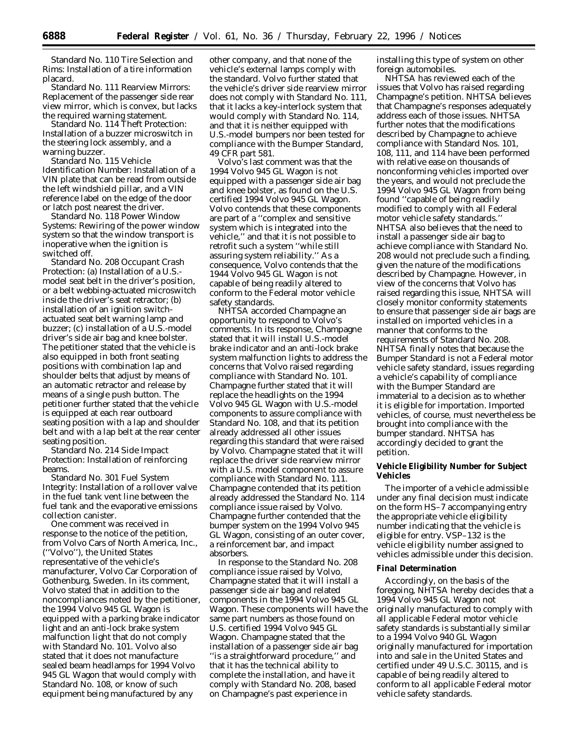Standard No. 110 Tire Selection and Rims: Installation of a tire information placard.

Standard No. 111 Rearview Mirrors: Replacement of the passenger side rear view mirror, which is convex, but lacks the required warning statement.

Standard No. 114 Theft Protection: Installation of a buzzer microswitch in the steering lock assembly, and a warning buzzer.

Standard No. 115 Vehicle Identification Number: Installation of a VIN plate that can be read from outside the left windshield pillar, and a VIN reference label on the edge of the door or latch post nearest the driver.

Standard No. 118 Power Window Systems: Rewiring of the power window system so that the window transport is inoperative when the ignition is switched off.

Standard No. 208 Occupant Crash Protection: (a) Installation of a U.S.-model seat belt in the driver's position, or a belt webbing-actuated microswitch inside the driver's seat retractor; (b) installation of an ignition switch-actuated seat belt warning lamp and buzzer; (c) installation of a U.S.-model driver's side air bag and knee bolster. The petitioner stated that the vehicle is also equipped in both front seating positions with combination lap and shoulder belts that adjust by means of an automatic retractor and release by means of a single push button. The petitioner further stated that the vehicle is equipped at each rear outboard seating position with a lap and shoulder belt and with a lap belt at the rear center seating position.

Standard No. 214 Side Impact Protection: Installation of reinforcing beams.

Standard No. 301 Fuel System Integrity: Installation of a rollover valve in the fuel tank vent line between the fuel tank and the evaporative emissions collection canister.

One comment was received in response to the notice of the petition, from Volvo Cars of North America, Inc., (''Volvo''), the United States representative of the vehicle's manufacturer, Volvo Car Corporation of Gothenburg, Sweden. In its comment, Volvo stated that in addition to the noncompliances noted by the petitioner, the 1994 Volvo 945 GL Wagon is equipped with a parking brake indicator light and an anti-lock brake system malfunction light that do not comply with Standard No. 101. Volvo also stated that it does not manufacture sealed beam headlamps for 1994 Volvo 945 GL Wagon that would comply with Standard No. 108, or know of such equipment being manufactured by any other company, and that none of the vehicle's external lamps comply with the standard. Volvo further stated that the vehicle's driver side rearview mirror does not comply with Standard No. 111, that it lacks a key-interlock system that would comply with Standard No. 114, and that it is neither equipped with U.S.-model bumpers nor been tested for compliance with the Bumper Standard, 49 CFR part 581.

Volvo's last comment was that the 1994 Volvo 945 GL Wagon is not equipped with a passenger side air bag and knee bolster, as found on the U.S. certified 1994 Volvo 945 GL Wagon. Volvo contends that these components are part of a ''complex and sensitive system which is integrated into the vehicle,'' and that it is not possible to retrofit such a system ''while still assuring system reliability.'' As a consequence, Volvo contends that the 1944 Volvo 945 GL Wagon is not capable of being readily altered to conform to the Federal motor vehicle safety standards.

NHTSA accorded Champagne an opportunity to respond to Volvo's comments. In its response, Champagne stated that it will install U.S.-model brake indicator and an anti-lock brake system malfunction lights to address the concerns that Volvo raised regarding compliance with Standard No. 101. Champagne further stated that it will replace the headlights on the 1994 Volvo 945 GL Wagon with U.S.-model components to assure compliance with Standard No. 108, and that its petition already addressed all other issues regarding this standard that were raised by Volvo. Champagne stated that it will replace the driver side rearview mirror with a U.S. model component to assure compliance with Standard No. 111. Champagne contended that its petition already addressed the Standard No. 114 compliance issue raised by Volvo. Champagne further contended that the bumper system on the 1994 Volvo 945 GL Wagon, consisting of an outer cover, a reinforcement bar, and impact absorbers.

In response to the Standard No. 208 compliance issue raised by Volvo, Champagne stated that it will install a passenger side air bag and related components in the 1994 Volvo 945 GL Wagon. These components will have the same part numbers as those found on U.S. certified 1994 Volvo 945 GL Wagon. Champagne stated that the installation of a passenger side air bag ''is a straightforward procedure,'' and that it has the technical ability to complete the installation, and have it comply with Standard No. 208, based on Champagne's past experience in installing this type of system on other foreign automobiles.

NHTSA has reviewed each of the issues that Volvo has raised regarding Champagne's petition. NHTSA believes that Champagne's responses adequately address each of those issues. NHTSA further notes that the modifications described by Champagne to achieve compliance with Standard Nos. 101, 108, 111, and 114 have been performed with relative ease on thousands of nonconforming vehicles imported over the years, and would not preclude the 1994 Volvo 945 GL Wagon from being found ''capable of being readily modified to comply with all Federal motor vehicle safety standards.'' NHTSA also believes that the need to install a passenger side air bag to achieve compliance with Standard No. 208 would not preclude such a finding, given the nature of the modifications described by Champagne. However, in view of the concerns that Volvo has raised regarding this issue, NHTSA will closely monitor conformity statements to ensure that passenger side air bags are installed on imported vehicles in a manner that conforms to the requirements of Standard No. 208. NHTSA finally notes that because the Bumper Standard is not a Federal motor vehicle safety standard, issues regarding a vehicle's capability of compliance with the Bumper Standard are immaterial to a decision as to whether it is eligible for importation. Imported vehicles, of course, must nevertheless be brought into compliance with the bumper standard. NHTSA has accordingly decided to grant the petition.

**Vehicle Eligibility Number for Subject Vehicles**

The importer of a vehicle admissible under any final decision must indicate on the form HS–7 accompanying entry the appropriate vehicle eligibility number indicating that the vehicle is eligible for entry. VSP–132 is the vehicle eligibility number assigned to vehicles admissible under this decision.

**Final Determination**

Accordingly, on the basis of the foregoing, NHTSA hereby decides that a 1994 Volvo 945 GL Wagon not originally manufactured to comply with all applicable Federal motor vehicle safety standards is substantially similar to a 1994 Volvo 940 GL Wagon originally manufactured for importation into and sale in the United States and certified under 49 U.S.C. 30115, and is capable of being readily altered to conform to all applicable Federal motor vehicle safety standards.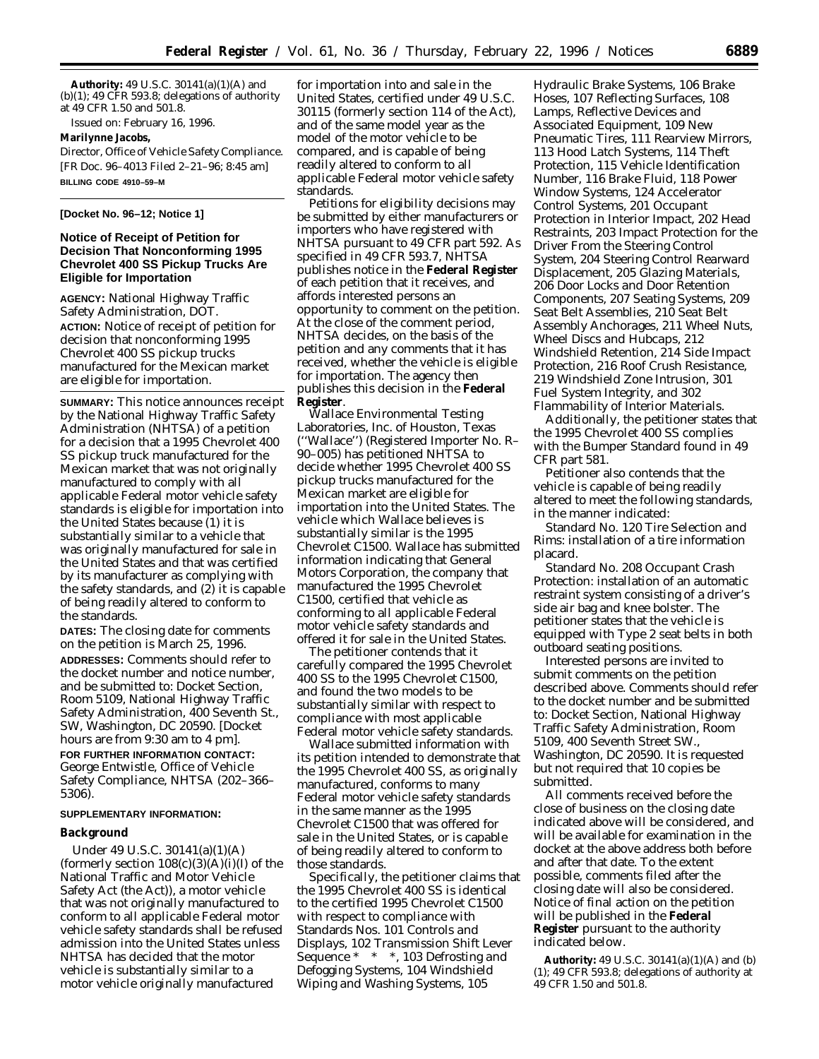**Authority:** 49 U.S.C. 30141(a)(1)(A) and (b)(1); 49 CFR 593.8; delegations of authority at 49 CFR 1.50 and 501.8.

Issued on: February 16, 1996.

**Marilynne Jacobs,**

*Director, Office of Vehicle Safety Compliance.*

[FR Doc. 96–4013 Filed 2–21–96; 8:45 am]

**BILLING CODE 4910–59–M**

**[Docket No. 96–12; Notice 1]**

## Notice of Receipt of Petition for Decision That Nonconforming 1995 Chevrolet 400 SS Pickup Trucks Are Eligible for Importation

**AGENCY:** National Highway Traffic Safety Administration, DOT.

**ACTION:** Notice of receipt of petition for decision that nonconforming 1995 Chevrolet 400 SS pickup trucks manufactured for the Mexican market are eligible for importation.

**SUMMARY:** This notice announces receipt by the National Highway Traffic Safety Administration (NHTSA) of a petition for a decision that a 1995 Chevrolet 400 SS pickup truck manufactured for the Mexican market that was not originally manufactured to comply with all applicable Federal motor vehicle safety standards is eligible for importation into the United States because (1) it is substantially similar to a vehicle that was originally manufactured for sale in the United States and that was certified by its manufacturer as complying with the safety standards, and (2) it is capable of being readily altered to conform to the standards.

**DATES:** The closing date for comments on the petition is March 25, 1996.

**ADDRESSES:** Comments should refer to the docket number and notice number, and be submitted to: Docket Section, Room 5109, National Highway Traffic Safety Administration, 400 Seventh St., SW, Washington, DC 20590. [Docket hours are from 9:30 am to 4 pm].

**FOR FURTHER INFORMATION CONTACT:** George Entwistle, Office of Vehicle Safety Compliance, NHTSA (202–366–5306).

**SUPPLEMENTARY INFORMATION:**

### Background

Under 49 U.S.C. 30141(a)(1)(A) (formerly section 108(c)(3)(A)(i)(I) of the National Traffic and Motor Vehicle Safety Act (the Act)), a motor vehicle that was not originally manufactured to conform to all applicable Federal motor vehicle safety standards shall be refused admission into the United States unless NHTSA has decided that the motor vehicle is substantially similar to a motor vehicle originally manufactured for importation into and sale in the United States, certified under 49 U.S.C. 30115 (formerly section 114 of the Act), and of the same model year as the model of the motor vehicle to be compared, and is capable of being readily altered to conform to all applicable Federal motor vehicle safety standards.

Petitions for eligibility decisions may be submitted by either manufacturers or importers who have registered with NHTSA pursuant to 49 CFR part 592. As specified in 49 CFR 593.7, NHTSA publishes notice in the **Federal Register** of each petition that it receives, and affords interested persons an opportunity to comment on the petition. At the close of the comment period, NHTSA decides, on the basis of the petition and any comments that it has received, whether the vehicle is eligible for importation. The agency then publishes this decision in the **Federal Register**.

Wallace Environmental Testing Laboratories, Inc. of Houston, Texas (''Wallace'') (Registered Importer No. R–90–005) has petitioned NHTSA to decide whether 1995 Chevrolet 400 SS pickup trucks manufactured for the Mexican market are eligible for importation into the United States. The vehicle which Wallace believes is substantially similar is the 1995 Chevrolet C1500. Wallace has submitted information indicating that General Motors Corporation, the company that manufactured the 1995 Chevrolet C1500, certified that vehicle as conforming to all applicable Federal motor vehicle safety standards and offered it for sale in the United States.

The petitioner contends that it carefully compared the 1995 Chevrolet 400 SS to the 1995 Chevrolet C1500, and found the two models to be substantially similar with respect to compliance with most applicable Federal motor vehicle safety standards.

Wallace submitted information with its petition intended to demonstrate that the 1995 Chevrolet 400 SS, as originally manufactured, conforms to many Federal motor vehicle safety standards in the same manner as the 1995 Chevrolet C1500 that was offered for sale in the United States, or is capable of being readily altered to conform to those standards.

Specifically, the petitioner claims that the 1995 Chevrolet 400 SS is identical to the certified 1995 Chevrolet C1500 with respect to compliance with Standards Nos. 101 Controls and Displays, 102 Transmission Shift Lever Sequence * * *, 103 Defrosting and Defogging Systems, 104 Windshield Wiping and Washing Systems, 105 Hydraulic Brake Systems, 106 Brake Hoses, 107 Reflecting Surfaces, 108 Lamps, Reflective Devices and Associated Equipment, 109 New Pneumatic Tires, 111 Rearview Mirrors, 113 Hood Latch Systems, 114 Theft Protection, 115 Vehicle Identification Number, 116 Brake Fluid, 118 Power Window Systems, 124 Accelerator Control Systems, 201 Occupant Protection in Interior Impact, 202 Head Restraints, 203 Impact Protection for the Driver From the Steering Control System, 204 Steering Control Rearward Displacement, 205 Glazing Materials, 206 Door Locks and Door Retention Components, 207 Seating Systems, 209 Seat Belt Assemblies, 210 Seat Belt Assembly Anchorages, 211 Wheel Nuts, Wheel Discs and Hubcaps, 212 Windshield Retention, 214 Side Impact Protection, 216 Roof Crush Resistance, 219 Windshield Zone Intrusion, 301 Fuel System Integrity, and 302 Flammability of Interior Materials.

Additionally, the petitioner states that the 1995 Chevrolet 400 SS complies with the Bumper Standard found in 49 CFR part 581.

Petitioner also contends that the vehicle is capable of being readily altered to meet the following standards, in the manner indicated:

Standard No. 120 Tire Selection and Rims: installation of a tire information placard.

Standard No. 208 Occupant Crash Protection: installation of an automatic restraint system consisting of a driver's side air bag and knee bolster. The petitioner states that the vehicle is equipped with Type 2 seat belts in both outboard seating positions.

Interested persons are invited to submit comments on the petition described above. Comments should refer to the docket number and be submitted to: Docket Section, National Highway Traffic Safety Administration, Room 5109, 400 Seventh Street SW., Washington, DC 20590. It is requested but not required that 10 copies be submitted.

All comments received before the close of business on the closing date indicated above will be considered, and will be available for examination in the docket at the above address both before and after that date. To the extent possible, comments filed after the closing date will also be considered. Notice of final action on the petition will be published in the **Federal Register** pursuant to the authority indicated below.

**Authority:** 49 U.S.C. 30141(a)(1)(A) and (b)(1); 49 CFR 593.8; delegations of authority at 49 CFR 1.50 and 501.8.